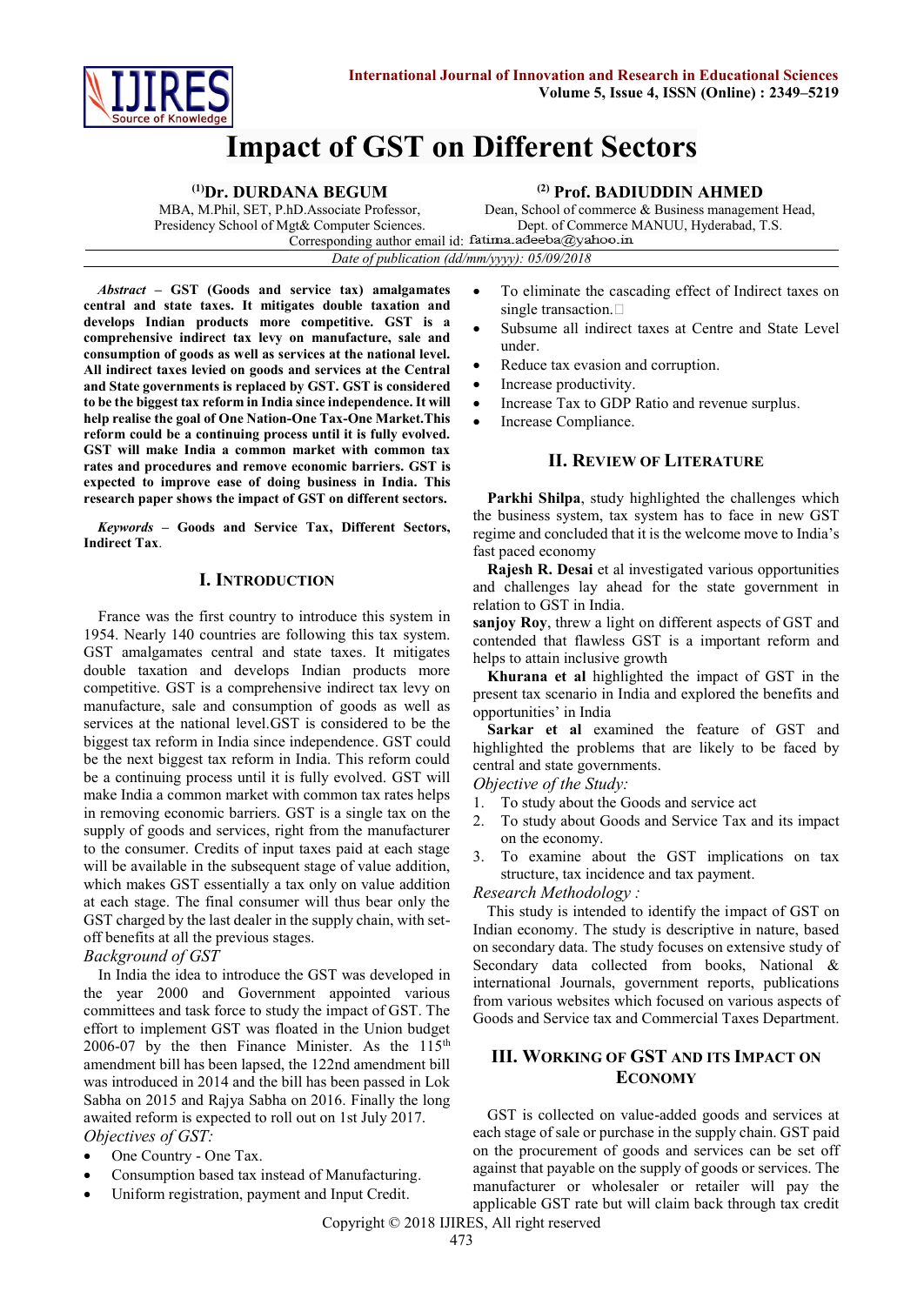# Impact of GST on Different Sectors

**[1]Dr. DURDANA BEGUM**
MBA, M.Phil, SET, P.hD.Associate Professor,
Presidency School of Mgt& Computer Sciences.

**[2] Prof. BADIUDDIN AHMED**
Dean, School of commerce & Business management Head,
Dept. of Commerce MANUU, Hyderabad, T.S.

Corresponding author email id: fatima.adeeba@yahoo.in

*Date of publication (dd/mm/yyyy): 05/09/2018*

***Abstract*** **– GST (Goods and service tax) amalgamates central and state taxes. It mitigates double taxation and develops Indian products more competitive. GST is a comprehensive indirect tax levy on manufacture, sale and consumption of goods as well as services at the national level. All indirect taxes levied on goods and services at the Central and State governments is replaced by GST. GST is considered to be the biggest tax reform in India since independence. It will help realise the goal of One Nation-One Tax-One Market.This reform could be a continuing process until it is fully evolved. GST will make India a common market with common tax rates and procedures and remove economic barriers. GST is expected to improve ease of doing business in India. This research paper shows the impact of GST on different sectors.**

***Keywords*** **– Goods and Service Tax, Different Sectors, Indirect Tax**.

## I. Introduction

France was the first country to introduce this system in 1954. Nearly 140 countries are following this tax system. GST amalgamates central and state taxes. It mitigates double taxation and develops Indian products more competitive. GST is a comprehensive indirect tax levy on manufacture, sale and consumption of goods as well as services at the national level.GST is considered to be the biggest tax reform in India since independence. GST could be the next biggest tax reform in India. This reform could be a continuing process until it is fully evolved. GST will make India a common market with common tax rates helps in removing economic barriers. GST is a single tax on the supply of goods and services, right from the manufacturer to the consumer. Credits of input taxes paid at each stage will be available in the subsequent stage of value addition, which makes GST essentially a tax only on value addition at each stage. The final consumer will thus bear only the GST charged by the last dealer in the supply chain, with set-off benefits at all the previous stages.

*Background of GST*

In India the idea to introduce the GST was developed in the year 2000 and Government appointed various committees and task force to study the impact of GST. The effort to implement GST was floated in the Union budget 2006-07 by the then Finance Minister. As the 115th amendment bill has been lapsed, the 122nd amendment bill was introduced in 2014 and the bill has been passed in Lok Sabha on 2015 and Rajya Sabha on 2016. Finally the long awaited reform is expected to roll out on 1st July 2017.

*Objectives of GST:*

- One Country - One Tax.
- Consumption based tax instead of Manufacturing.
- Uniform registration, payment and Input Credit.
- To eliminate the cascading effect of Indirect taxes on single transaction.
- Subsume all indirect taxes at Centre and State Level under.
- Reduce tax evasion and corruption.
- Increase productivity.
- Increase Tax to GDP Ratio and revenue surplus.
- Increase Compliance.

## II. Review of Literature

**Parkhi Shilpa**, study highlighted the challenges which the business system, tax system has to face in new GST regime and concluded that it is the welcome move to India's fast paced economy

**Rajesh R. Desai** et al investigated various opportunities and challenges lay ahead for the state government in relation to GST in India.

**sanjoy Roy**, threw a light on different aspects of GST and contended that flawless GST is a important reform and helps to attain inclusive growth

**Khurana et al** highlighted the impact of GST in the present tax scenario in India and explored the benefits and opportunities' in India

**Sarkar et al** examined the feature of GST and highlighted the problems that are likely to be faced by central and state governments.

*Objective of the Study:*

1. To study about the Goods and service act
2. To study about Goods and Service Tax and its impact on the economy.
3. To examine about the GST implications on tax structure, tax incidence and tax payment.

*Research Methodology :*

This study is intended to identify the impact of GST on Indian economy. The study is descriptive in nature, based on secondary data. The study focuses on extensive study of Secondary data collected from books, National & international Journals, government reports, publications from various websites which focused on various aspects of Goods and Service tax and Commercial Taxes Department.

## III. Working of GST and its Impact on Economy

GST is collected on value-added goods and services at each stage of sale or purchase in the supply chain. GST paid on the procurement of goods and services can be set off against that payable on the supply of goods or services. The manufacturer or wholesaler or retailer will pay the applicable GST rate but will claim back through tax credit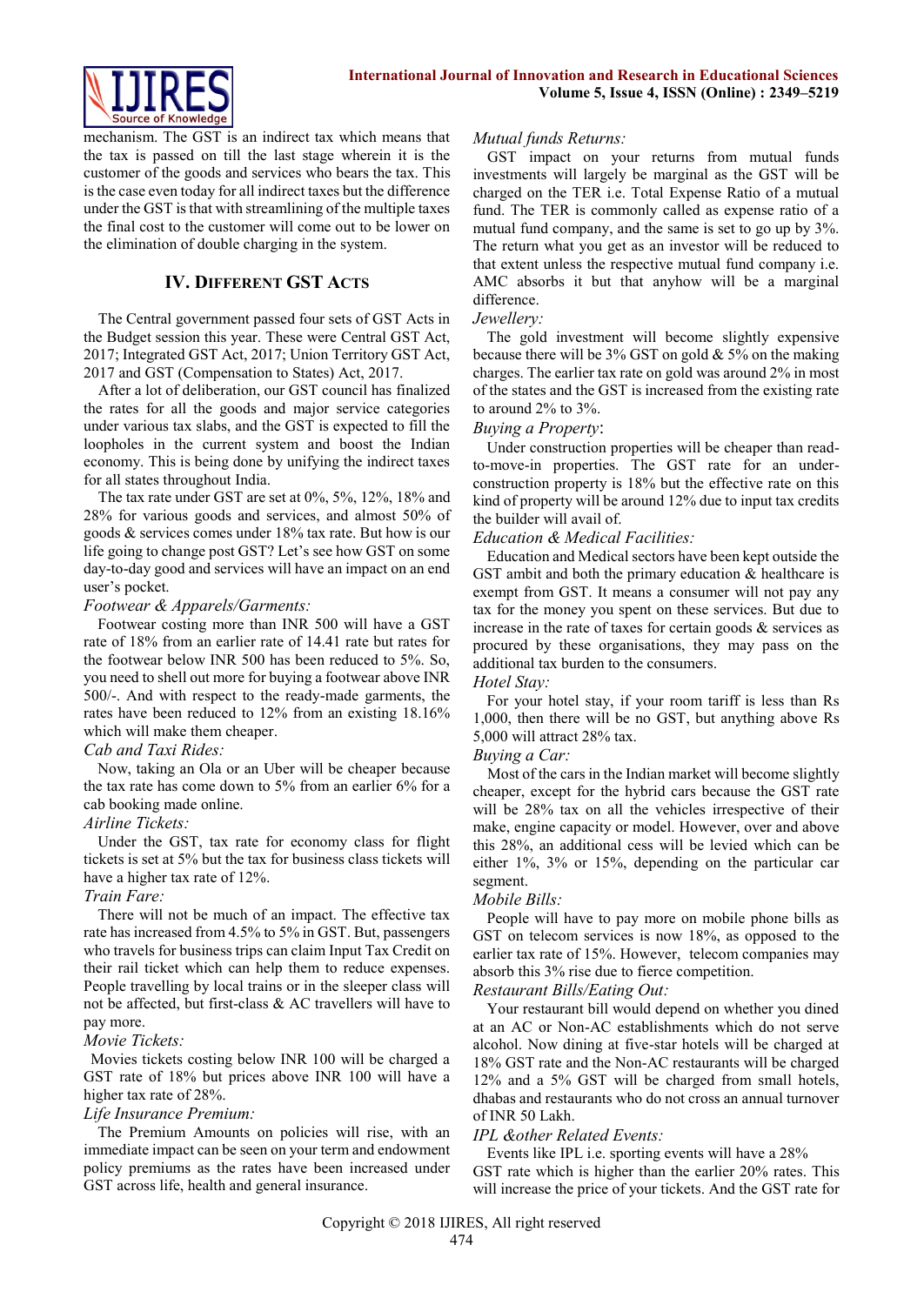mechanism. The GST is an indirect tax which means that the tax is passed on till the last stage wherein it is the customer of the goods and services who bears the tax. This is the case even today for all indirect taxes but the difference under the GST is that with streamlining of the multiple taxes the final cost to the customer will come out to be lower on the elimination of double charging in the system.

## IV. Different GST Acts

The Central government passed four sets of GST Acts in the Budget session this year. These were Central GST Act, 2017; Integrated GST Act, 2017; Union Territory GST Act, 2017 and GST (Compensation to States) Act, 2017.

After a lot of deliberation, our GST council has finalized the rates for all the goods and major service categories under various tax slabs, and the GST is expected to fill the loopholes in the current system and boost the Indian economy. This is being done by unifying the indirect taxes for all states throughout India.

The tax rate under GST are set at 0%, 5%, 12%, 18% and 28% for various goods and services, and almost 50% of goods & services comes under 18% tax rate. But how is our life going to change post GST? Let's see how GST on some day-to-day good and services will have an impact on an end user's pocket.

*Footwear & Apparels/Garments:*

Footwear costing more than INR 500 will have a GST rate of 18% from an earlier rate of 14.41 rate but rates for the footwear below INR 500 has been reduced to 5%. So, you need to shell out more for buying a footwear above INR 500/-. And with respect to the ready-made garments, the rates have been reduced to 12% from an existing 18.16% which will make them cheaper.

*Cab and Taxi Rides:*

Now, taking an Ola or an Uber will be cheaper because the tax rate has come down to 5% from an earlier 6% for a cab booking made online.

*Airline Tickets:*

Under the GST, tax rate for economy class for flight tickets is set at 5% but the tax for business class tickets will have a higher tax rate of 12%.

*Train Fare:*

There will not be much of an impact. The effective tax rate has increased from 4.5% to 5% in GST. But, passengers who travels for business trips can claim Input Tax Credit on their rail ticket which can help them to reduce expenses. People travelling by local trains or in the sleeper class will not be affected, but first-class & AC travellers will have to pay more.

*Movie Tickets:*

Movies tickets costing below INR 100 will be charged a GST rate of 18% but prices above INR 100 will have a higher tax rate of 28%.

*Life Insurance Premium:*

The Premium Amounts on policies will rise, with an immediate impact can be seen on your term and endowment policy premiums as the rates have been increased under GST across life, health and general insurance.

*Mutual funds Returns:*

GST impact on your returns from mutual funds investments will largely be marginal as the GST will be charged on the TER i.e. Total Expense Ratio of a mutual fund. The TER is commonly called as expense ratio of a mutual fund company, and the same is set to go up by 3%. The return what you get as an investor will be reduced to that extent unless the respective mutual fund company i.e. AMC absorbs it but that anyhow will be a marginal difference.

*Jewellery:*

The gold investment will become slightly expensive because there will be 3% GST on gold & 5% on the making charges. The earlier tax rate on gold was around 2% in most of the states and the GST is increased from the existing rate to around 2% to 3%.

*Buying a Property*:

Under construction properties will be cheaper than read-to-move-in properties. The GST rate for an under-construction property is 18% but the effective rate on this kind of property will be around 12% due to input tax credits the builder will avail of.

*Education & Medical Facilities:*

Education and Medical sectors have been kept outside the GST ambit and both the primary education & healthcare is exempt from GST. It means a consumer will not pay any tax for the money you spent on these services. But due to increase in the rate of taxes for certain goods & services as procured by these organisations, they may pass on the additional tax burden to the consumers.

*Hotel Stay:*

For your hotel stay, if your room tariff is less than Rs 1,000, then there will be no GST, but anything above Rs 5,000 will attract 28% tax.

*Buying a Car:*

Most of the cars in the Indian market will become slightly cheaper, except for the hybrid cars because the GST rate will be 28% tax on all the vehicles irrespective of their make, engine capacity or model. However, over and above this 28%, an additional cess will be levied which can be either 1%, 3% or 15%, depending on the particular car segment.

*Mobile Bills:*

People will have to pay more on mobile phone bills as GST on telecom services is now 18%, as opposed to the earlier tax rate of 15%. However, telecom companies may absorb this 3% rise due to fierce competition.

*Restaurant Bills/Eating Out:*

Your restaurant bill would depend on whether you dined at an AC or Non-AC establishments which do not serve alcohol. Now dining at five-star hotels will be charged at 18% GST rate and the Non-AC restaurants will be charged 12% and a 5% GST will be charged from small hotels, dhabas and restaurants who do not cross an annual turnover of INR 50 Lakh.

*IPL &other Related Events:*

Events like IPL i.e. sporting events will have a 28% GST rate which is higher than the earlier 20% rates. This will increase the price of your tickets. And the GST rate for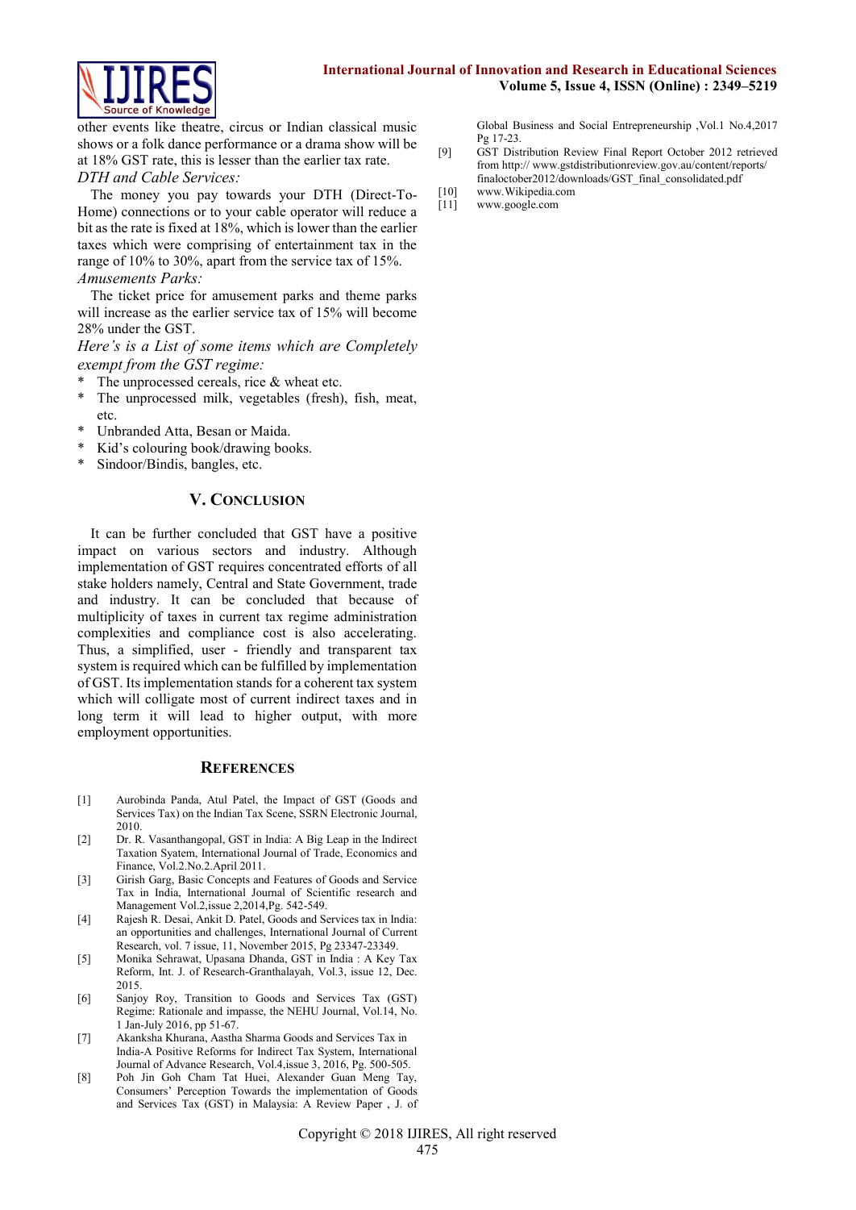other events like theatre, circus or Indian classical music shows or a folk dance performance or a drama show will be at 18% GST rate, this is lesser than the earlier tax rate.

*DTH and Cable Services:*

The money you pay towards your DTH (Direct-To-Home) connections or to your cable operator will reduce a bit as the rate is fixed at 18%, which is lower than the earlier taxes which were comprising of entertainment tax in the range of 10% to 30%, apart from the service tax of 15%.

*Amusements Parks:*

The ticket price for amusement parks and theme parks will increase as the earlier service tax of 15% will become 28% under the GST.

*Here's is a List of some items which are Completely exempt from the GST regime:*

* The unprocessed cereals, rice & wheat etc.
* The unprocessed milk, vegetables (fresh), fish, meat, etc.
* Unbranded Atta, Besan or Maida.
* Kid's colouring book/drawing books.
* Sindoor/Bindis, bangles, etc.

## V. Conclusion

It can be further concluded that GST have a positive impact on various sectors and industry. Although implementation of GST requires concentrated efforts of all stake holders namely, Central and State Government, trade and industry. It can be concluded that because of multiplicity of taxes in current tax regime administration complexities and compliance cost is also accelerating. Thus, a simplified, user - friendly and transparent tax system is required which can be fulfilled by implementation of GST. Its implementation stands for a coherent tax system which will colligate most of current indirect taxes and in long term it will lead to higher output, with more employment opportunities.

## References

[1] Aurobinda Panda, Atul Patel, the Impact of GST (Goods and Services Tax) on the Indian Tax Scene, SSRN Electronic Journal, 2010.

[2] Dr. R. Vasanthangopal, GST in India: A Big Leap in the Indirect Taxation Syatem, International Journal of Trade, Economics and Finance, Vol.2.No.2.April 2011.

[3] Girish Garg, Basic Concepts and Features of Goods and Service Tax in India, International Journal of Scientific research and Management Vol.2,issue 2,2014,Pg. 542-549.

[4] Rajesh R. Desai, Ankit D. Patel, Goods and Services tax in India: an opportunities and challenges, International Journal of Current Research, vol. 7 issue, 11, November 2015, Pg 23347-23349.

[5] Monika Sehrawat, Upasana Dhanda, GST in India : A Key Tax Reform, Int. J. of Research-Granthalayah, Vol.3, issue 12, Dec. 2015.

[6] Sanjoy Roy, Transition to Goods and Services Tax (GST) Regime: Rationale and impasse, the NEHU Journal, Vol.14, No. 1 Jan-July 2016, pp 51-67.

[7] Akanksha Khurana, Aastha Sharma Goods and Services Tax in India-A Positive Reforms for Indirect Tax System, International Journal of Advance Research, Vol.4,issue 3, 2016, Pg. 500-505.

[8] Poh Jin Goh Cham Tat Huei, Alexander Guan Meng Tay, Consumers' Perception Towards the implementation of Goods and Services Tax (GST) in Malaysia: A Review Paper , J. of Global Business and Social Entrepreneurship ,Vol.1 No.4,2017 Pg 17-23.

[9] GST Distribution Review Final Report October 2012 retrieved from http:// www.gstdistributionreview.gov.au/content/reports/finaloctober2012/downloads/GST_final_consolidated.pdf

[10] www.Wikipedia.com

[11] www.google.com